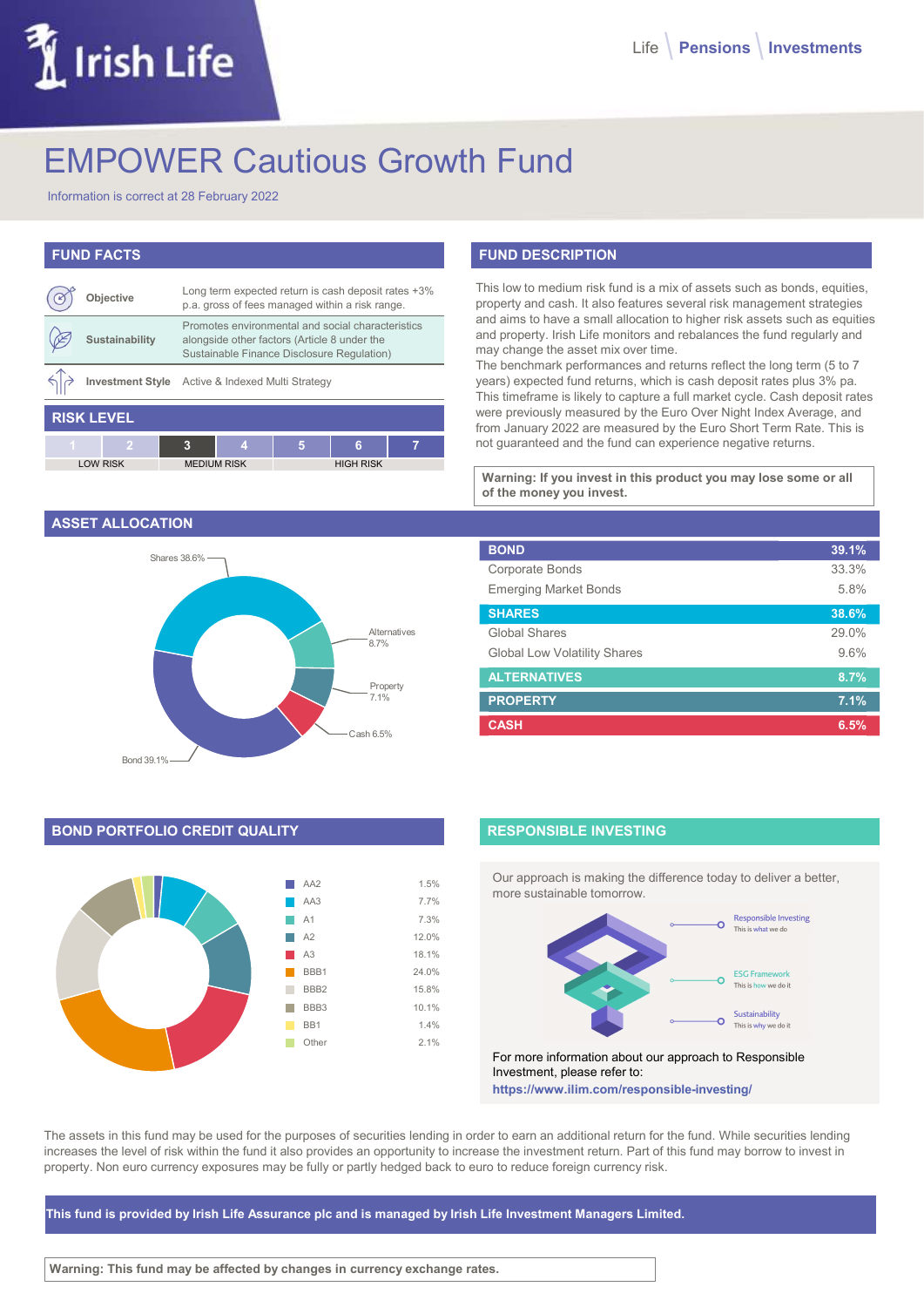Life | Pensions | Investments

# EMPOWER Cautious Growth Fund

Information is correct at 28 February 2022

## FUND FACTS

| | |
|---|---|
| **Objective** | Long term expected return is cash deposit rates +3% p.a. gross of fees managed within a risk range. |
| **Sustainability** | Promotes environmental and social characteristics alongside other factors (Article 8 under the Sustainable Finance Disclosure Regulation) |
| **Investment Style** | Active & Indexed Multi Strategy |

## RISK LEVEL

| 1 | 2 | 3 | 4 | 5 | 6 | 7 |
|---|---|---|---|---|---|---|
| LOW RISK | | MEDIUM RISK | | HIGH RISK | | |

## FUND DESCRIPTION

This low to medium risk fund is a mix of assets such as bonds, equities, property and cash. It also features several risk management strategies and aims to have a small allocation to higher risk assets such as equities and property. Irish Life monitors and rebalances the fund regularly and may change the asset mix over time.

The benchmark performances and returns reflect the long term (5 to 7 years) expected fund returns, which is cash deposit rates plus 3% pa. This timeframe is likely to capture a full market cycle. Cash deposit rates were previously measured by the Euro Over Night Index Average, and from January 2022 are measured by the Euro Short Term Rate. This is not guaranteed and the fund can experience negative returns.

**Warning: If you invest in this product you may lose some or all of the money you invest.**

## ASSET ALLOCATION

Shares 38.6%, Alternatives 8.7%, Property 7.1%, Cash 6.5%, Bond 39.1%

| | |
|---|---|
| **BOND** | **39.1%** |
| Corporate Bonds | 33.3% |
| Emerging Market Bonds | 5.8% |
| **SHARES** | **38.6%** |
| Global Shares | 29.0% |
| Global Low Volatility Shares | 9.6% |
| **ALTERNATIVES** | **8.7%** |
| **PROPERTY** | **7.1%** |
| **CASH** | **6.5%** |

## BOND PORTFOLIO CREDIT QUALITY

| Rating | % |
|---|---|
| AA2 | 1.5% |
| AA3 | 7.7% |
| A1 | 7.3% |
| A2 | 12.0% |
| A3 | 18.1% |
| BBB1 | 24.0% |
| BBB2 | 15.8% |
| BBB3 | 10.1% |
| BB1 | 1.4% |
| Other | 2.1% |

## RESPONSIBLE INVESTING

Our approach is making the difference today to deliver a better, more sustainable tomorrow.

Responsible Investing – This is what we do
ESG Framework – This is how we do it
Sustainability – This is why we do it

For more information about our approach to Responsible Investment, please refer to:
**https://www.ilim.com/responsible-investing/**

The assets in this fund may be used for the purposes of securities lending in order to earn an additional return for the fund. While securities lending increases the level of risk within the fund it also provides an opportunity to increase the investment return. Part of this fund may borrow to invest in property. Non euro currency exposures may be fully or partly hedged back to euro to reduce foreign currency risk.

**This fund is provided by Irish Life Assurance plc and is managed by Irish Life Investment Managers Limited.**

**Warning: This fund may be affected by changes in currency exchange rates.**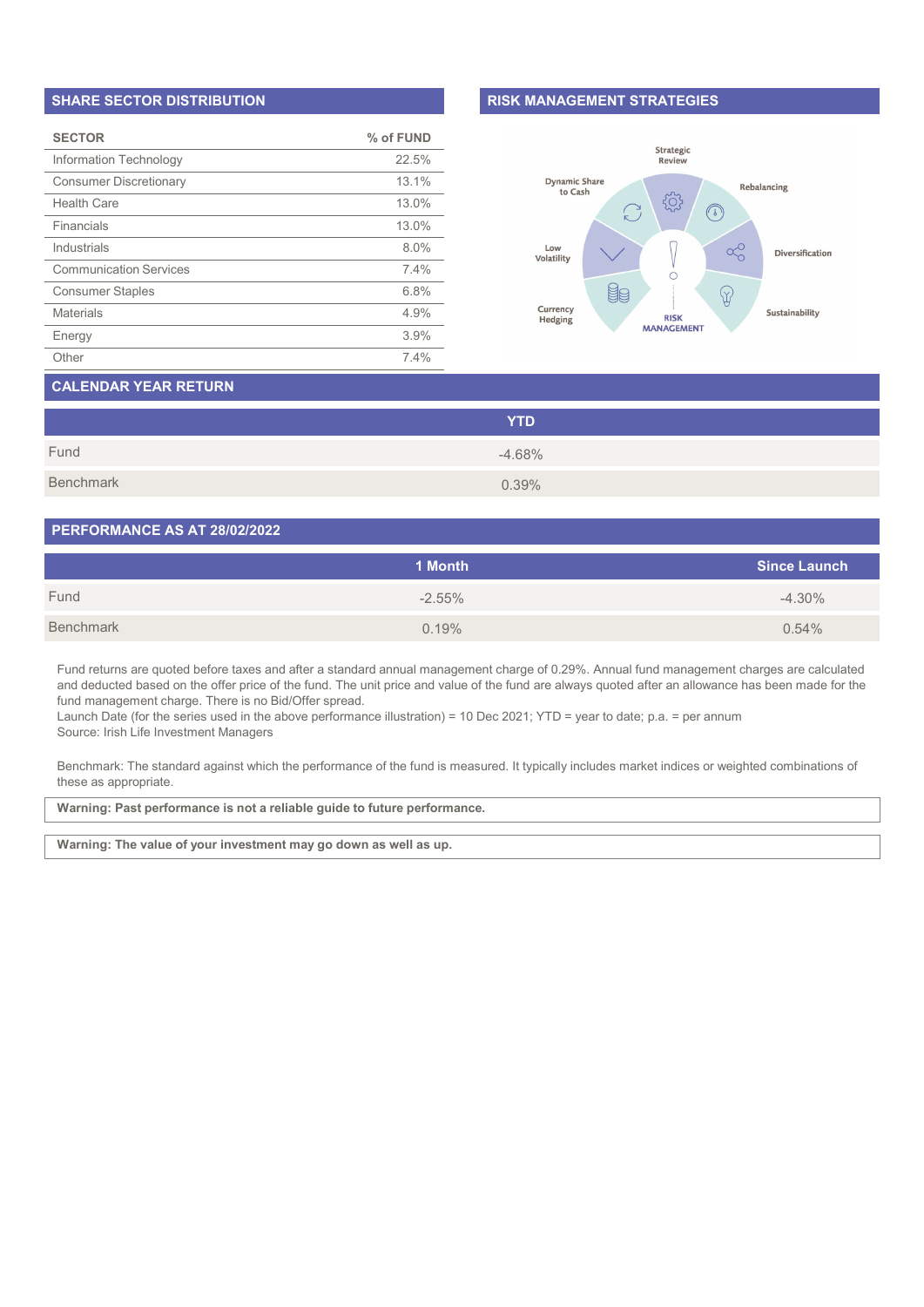## SHARE SECTOR DISTRIBUTION

| SECTOR | % of FUND |
|---|---|
| Information Technology | 22.5% |
| Consumer Discretionary | 13.1% |
| Health Care | 13.0% |
| Financials | 13.0% |
| Industrials | 8.0% |
| Communication Services | 7.4% |
| Consumer Staples | 6.8% |
| Materials | 4.9% |
| Energy | 3.9% |
| Other | 7.4% |

## RISK MANAGEMENT STRATEGIES

Strategic Review

Rebalancing

Diversification

Sustainability

RISK MANAGEMENT

Currency Hedging

Low Volatility

Dynamic Share to Cash

## CALENDAR YEAR RETURN

| | YTD |
|---|---|
| Fund | -4.68% |
| Benchmark | 0.39% |

## PERFORMANCE AS AT 28/02/2022

| | 1 Month | Since Launch |
|---|---|---|
| Fund | -2.55% | -4.30% |
| Benchmark | 0.19% | 0.54% |

Fund returns are quoted before taxes and after a standard annual management charge of 0.29%. Annual fund management charges are calculated and deducted based on the offer price of the fund. The unit price and value of the fund are always quoted after an allowance has been made for the fund management charge. There is no Bid/Offer spread.
Launch Date (for the series used in the above performance illustration) = 10 Dec 2021; YTD = year to date; p.a. = per annum
Source: Irish Life Investment Managers

Benchmark: The standard against which the performance of the fund is measured. It typically includes market indices or weighted combinations of these as appropriate.

**Warning: Past performance is not a reliable guide to future performance.**

**Warning: The value of your investment may go down as well as up.**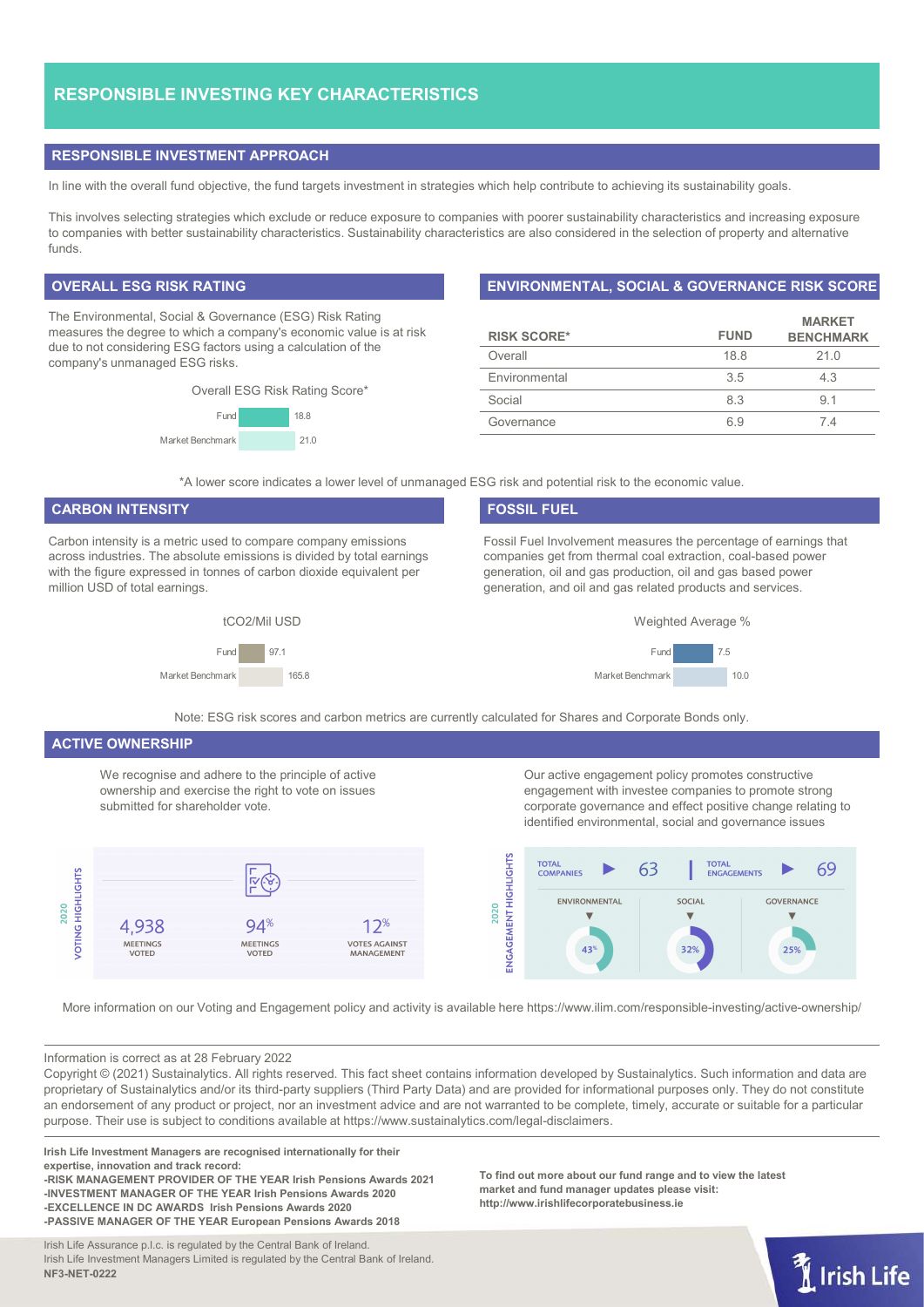# RESPONSIBLE INVESTING KEY CHARACTERISTICS

## RESPONSIBLE INVESTMENT APPROACH

In line with the overall fund objective, the fund targets investment in strategies which help contribute to achieving its sustainability goals.

This involves selecting strategies which exclude or reduce exposure to companies with poorer sustainability characteristics and increasing exposure to companies with better sustainability characteristics. Sustainability characteristics are also considered in the selection of property and alternative funds.

## OVERALL ESG RISK RATING

The Environmental, Social & Governance (ESG) Risk Rating measures the degree to which a company's economic value is at risk due to not considering ESG factors using a calculation of the company's unmanaged ESG risks.

Overall ESG Risk Rating Score*

Fund 18.8

Market Benchmark 21.0

## ENVIRONMENTAL, SOCIAL & GOVERNANCE RISK SCORE

| RISK SCORE* | FUND | MARKET BENCHMARK |
|---|---|---|
| Overall | 18.8 | 21.0 |
| Environmental | 3.5 | 4.3 |
| Social | 8.3 | 9.1 |
| Governance | 6.9 | 7.4 |

*A lower score indicates a lower level of unmanaged ESG risk and potential risk to the economic value.

## CARBON INTENSITY

Carbon intensity is a metric used to compare company emissions across industries. The absolute emissions is divided by total earnings with the figure expressed in tonnes of carbon dioxide equivalent per million USD of total earnings.

tCO2/Mil USD

Fund 97.1

Market Benchmark 165.8

## FOSSIL FUEL

Fossil Fuel Involvement measures the percentage of earnings that companies get from thermal coal extraction, coal-based power generation, oil and gas production, oil and gas based power generation, and oil and gas related products and services.

Weighted Average %

Fund 7.5

Market Benchmark 10.0

Note: ESG risk scores and carbon metrics are currently calculated for Shares and Corporate Bonds only.

## ACTIVE OWNERSHIP

We recognise and adhere to the principle of active ownership and exercise the right to vote on issues submitted for shareholder vote.

Our active engagement policy promotes constructive engagement with investee companies to promote strong corporate governance and effect positive change relating to identified environmental, social and governance issues

2020 VOTING HIGHLIGHTS

4,938 MEETINGS VOTED

94% MEETINGS VOTED

12% VOTES AGAINST MANAGEMENT

2020 ENGAGEMENT HIGHLIGHTS

TOTAL COMPANIES 63

TOTAL ENGAGEMENTS 69

ENVIRONMENTAL 43%

SOCIAL 32%

GOVERNANCE 25%

More information on our Voting and Engagement policy and activity is available here https://www.ilim.com/responsible-investing/active-ownership/

Information is correct as at 28 February 2022

Copyright © (2021) Sustainalytics. All rights reserved. This fact sheet contains information developed by Sustainalytics. Such information and data are proprietary of Sustainalytics and/or its third-party suppliers (Third Party Data) and are provided for informational purposes only. They do not constitute an endorsement of any product or project, nor an investment advice and are not warranted to be complete, timely, accurate or suitable for a particular purpose. Their use is subject to conditions available at https://www.sustainalytics.com/legal-disclaimers.

**Irish Life Investment Managers are recognised internationally for their expertise, innovation and track record:**
**-RISK MANAGEMENT PROVIDER OF THE YEAR Irish Pensions Awards 2021**
**-INVESTMENT MANAGER OF THE YEAR Irish Pensions Awards 2020**
**-EXCELLENCE IN DC AWARDS Irish Pensions Awards 2020**
**-PASSIVE MANAGER OF THE YEAR European Pensions Awards 2018**

**To find out more about our fund range and to view the latest market and fund manager updates please visit: http://www.irishlifecorporatebusiness.ie**

Irish Life Assurance p.l.c. is regulated by the Central Bank of Ireland.
Irish Life Investment Managers Limited is regulated by the Central Bank of Ireland.
**NF3-NET-0222**

Irish Life